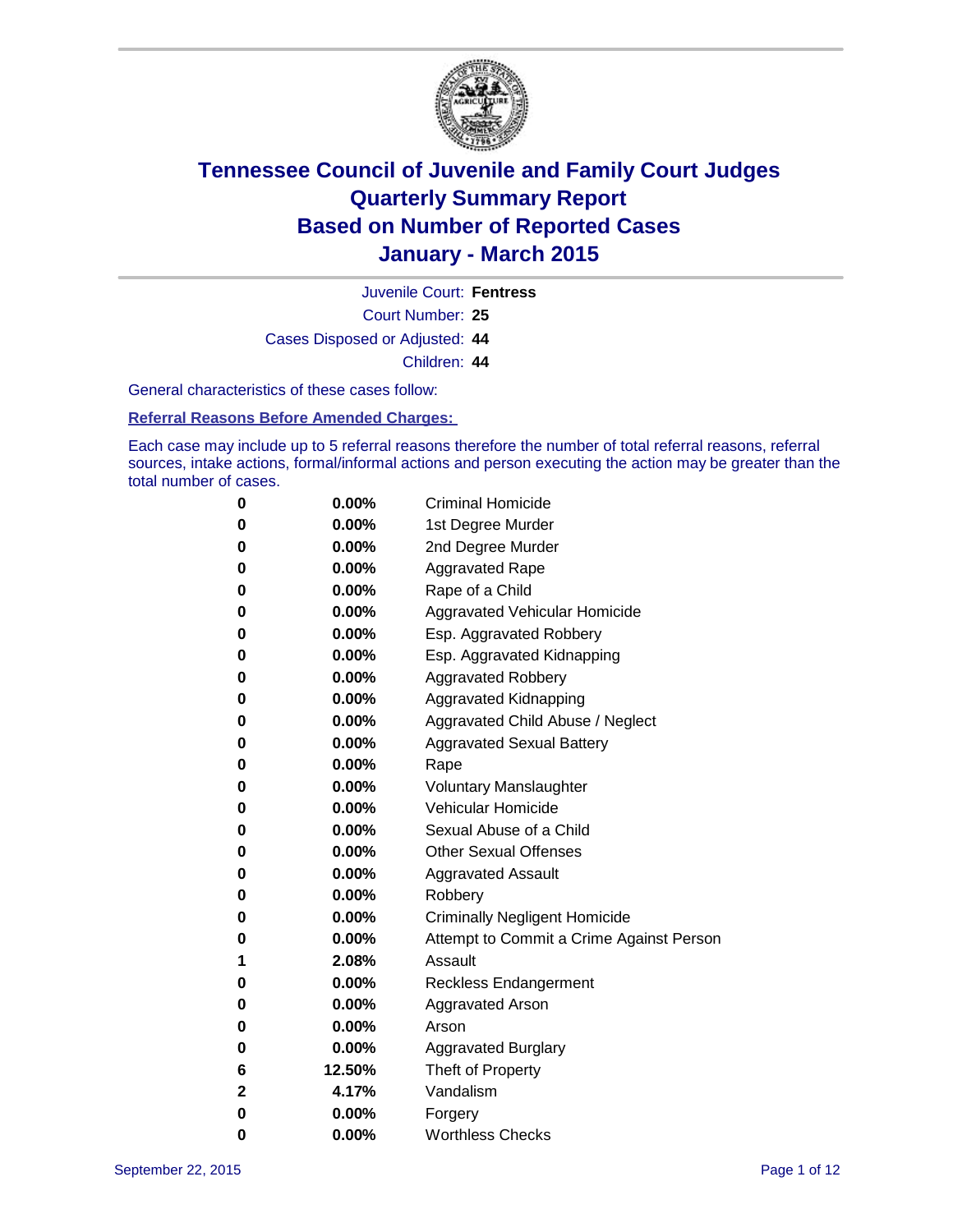# Tennessee Council of Juvenile and Family Court Judges
## Quarterly Summary Report
## Based on Number of Reported Cases
## January - March 2015

Juvenile Court: **Fentress**

Court Number: **25**

Cases Disposed or Adjusted: **44**

Children: **44**

General characteristics of these cases follow:

**Referral Reasons Before Amended Charges:**

Each case may include up to 5 referral reasons therefore the number of total referral reasons, referral sources, intake actions, formal/informal actions and person executing the action may be greater than the total number of cases.

| | | |
|---|---|---|
| **0** | **0.00%** | Criminal Homicide |
| **0** | **0.00%** | 1st Degree Murder |
| **0** | **0.00%** | 2nd Degree Murder |
| **0** | **0.00%** | Aggravated Rape |
| **0** | **0.00%** | Rape of a Child |
| **0** | **0.00%** | Aggravated Vehicular Homicide |
| **0** | **0.00%** | Esp. Aggravated Robbery |
| **0** | **0.00%** | Esp. Aggravated Kidnapping |
| **0** | **0.00%** | Aggravated Robbery |
| **0** | **0.00%** | Aggravated Kidnapping |
| **0** | **0.00%** | Aggravated Child Abuse / Neglect |
| **0** | **0.00%** | Aggravated Sexual Battery |
| **0** | **0.00%** | Rape |
| **0** | **0.00%** | Voluntary Manslaughter |
| **0** | **0.00%** | Vehicular Homicide |
| **0** | **0.00%** | Sexual Abuse of a Child |
| **0** | **0.00%** | Other Sexual Offenses |
| **0** | **0.00%** | Aggravated Assault |
| **0** | **0.00%** | Robbery |
| **0** | **0.00%** | Criminally Negligent Homicide |
| **0** | **0.00%** | Attempt to Commit a Crime Against Person |
| **1** | **2.08%** | Assault |
| **0** | **0.00%** | Reckless Endangerment |
| **0** | **0.00%** | Aggravated Arson |
| **0** | **0.00%** | Arson |
| **0** | **0.00%** | Aggravated Burglary |
| **6** | **12.50%** | Theft of Property |
| **2** | **4.17%** | Vandalism |
| **0** | **0.00%** | Forgery |
| **0** | **0.00%** | Worthless Checks |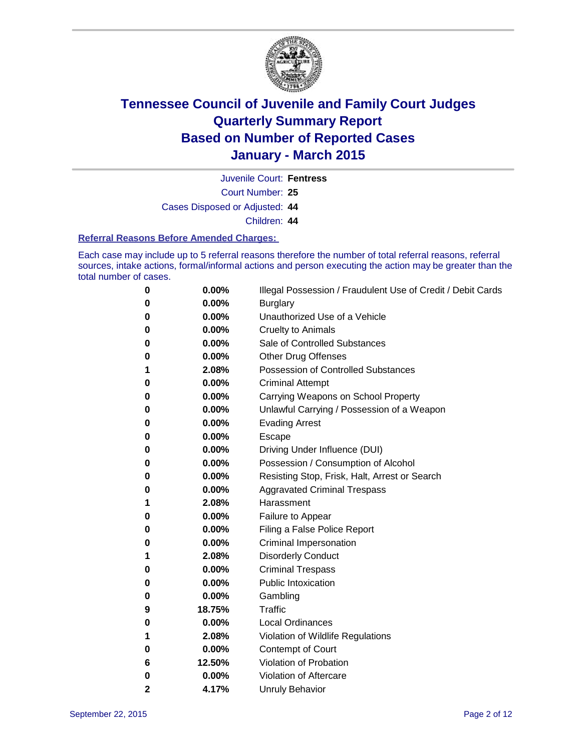# Tennessee Council of Juvenile and Family Court Judges
# Quarterly Summary Report
# Based on Number of Reported Cases
# January - March 2015

Juvenile Court: **Fentress**

Court Number: **25**

Cases Disposed or Adjusted: **44**

Children: **44**

### Referral Reasons Before Amended Charges:

Each case may include up to 5 referral reasons therefore the number of total referral reasons, referral sources, intake actions, formal/informal actions and person executing the action may be greater than the total number of cases.

| Count | Percent | Referral Reason |
|---|---|---|
| 0 | 0.00% | Illegal Possession / Fraudulent Use of Credit / Debit Cards |
| 0 | 0.00% | Burglary |
| 0 | 0.00% | Unauthorized Use of a Vehicle |
| 0 | 0.00% | Cruelty to Animals |
| 0 | 0.00% | Sale of Controlled Substances |
| 0 | 0.00% | Other Drug Offenses |
| 1 | 2.08% | Possession of Controlled Substances |
| 0 | 0.00% | Criminal Attempt |
| 0 | 0.00% | Carrying Weapons on School Property |
| 0 | 0.00% | Unlawful Carrying / Possession of a Weapon |
| 0 | 0.00% | Evading Arrest |
| 0 | 0.00% | Escape |
| 0 | 0.00% | Driving Under Influence (DUI) |
| 0 | 0.00% | Possession / Consumption of Alcohol |
| 0 | 0.00% | Resisting Stop, Frisk, Halt, Arrest or Search |
| 0 | 0.00% | Aggravated Criminal Trespass |
| 1 | 2.08% | Harassment |
| 0 | 0.00% | Failure to Appear |
| 0 | 0.00% | Filing a False Police Report |
| 0 | 0.00% | Criminal Impersonation |
| 1 | 2.08% | Disorderly Conduct |
| 0 | 0.00% | Criminal Trespass |
| 0 | 0.00% | Public Intoxication |
| 0 | 0.00% | Gambling |
| 9 | 18.75% | Traffic |
| 0 | 0.00% | Local Ordinances |
| 1 | 2.08% | Violation of Wildlife Regulations |
| 0 | 0.00% | Contempt of Court |
| 6 | 12.50% | Violation of Probation |
| 0 | 0.00% | Violation of Aftercare |
| 2 | 4.17% | Unruly Behavior |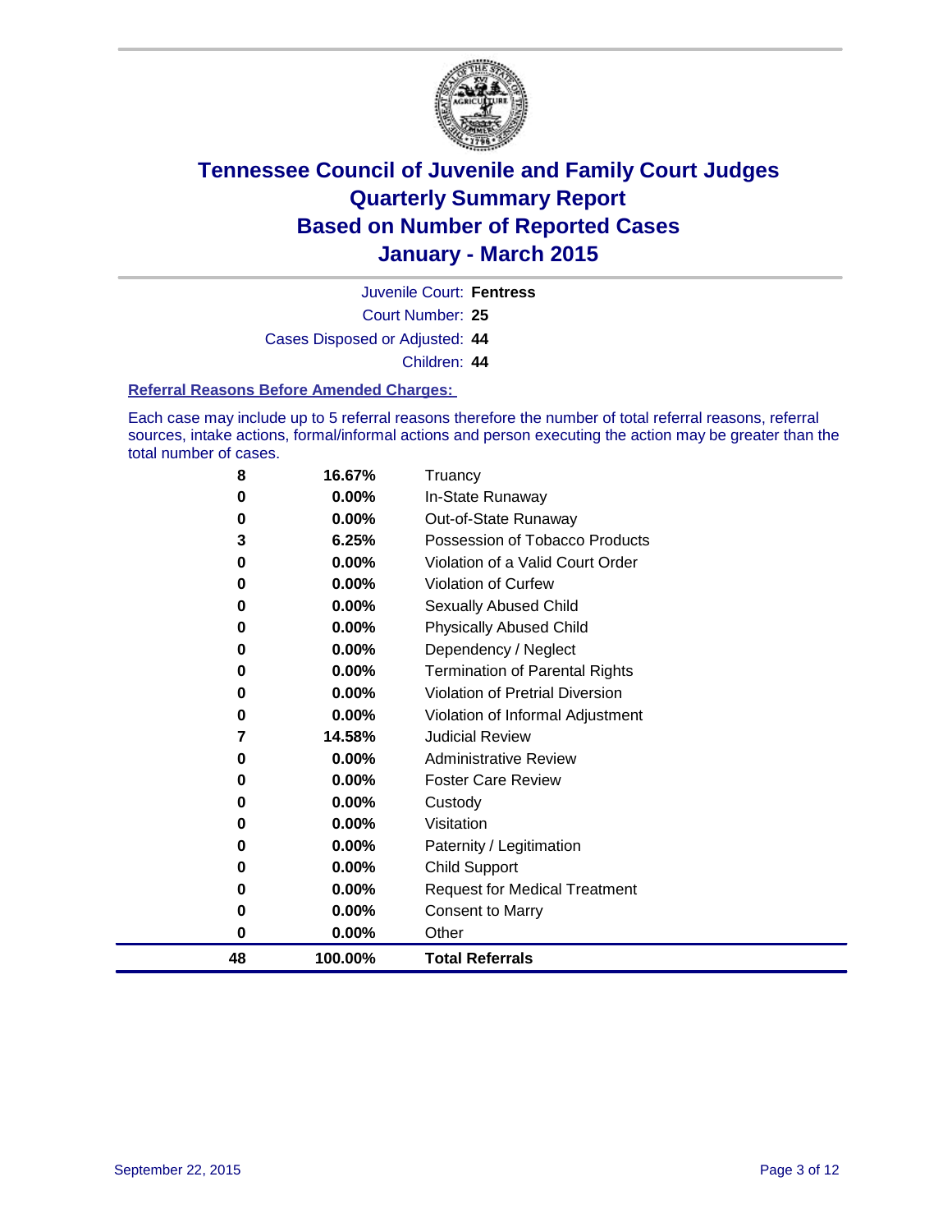# Tennessee Council of Juvenile and Family Court Judges
# Quarterly Summary Report
# Based on Number of Reported Cases
# January - March 2015

Juvenile Court: **Fentress**

Court Number: **25**

Cases Disposed or Adjusted: **44**

Children: **44**

### Referral Reasons Before Amended Charges:

Each case may include up to 5 referral reasons therefore the number of total referral reasons, referral sources, intake actions, formal/informal actions and person executing the action may be greater than the total number of cases.

| Count | Percent | Referral Reason |
|---|---|---|
| 8 | 16.67% | Truancy |
| 0 | 0.00% | In-State Runaway |
| 0 | 0.00% | Out-of-State Runaway |
| 3 | 6.25% | Possession of Tobacco Products |
| 0 | 0.00% | Violation of a Valid Court Order |
| 0 | 0.00% | Violation of Curfew |
| 0 | 0.00% | Sexually Abused Child |
| 0 | 0.00% | Physically Abused Child |
| 0 | 0.00% | Dependency / Neglect |
| 0 | 0.00% | Termination of Parental Rights |
| 0 | 0.00% | Violation of Pretrial Diversion |
| 0 | 0.00% | Violation of Informal Adjustment |
| 7 | 14.58% | Judicial Review |
| 0 | 0.00% | Administrative Review |
| 0 | 0.00% | Foster Care Review |
| 0 | 0.00% | Custody |
| 0 | 0.00% | Visitation |
| 0 | 0.00% | Paternity / Legitimation |
| 0 | 0.00% | Child Support |
| 0 | 0.00% | Request for Medical Treatment |
| 0 | 0.00% | Consent to Marry |
| 0 | 0.00% | Other |
| **48** | **100.00%** | **Total Referrals** |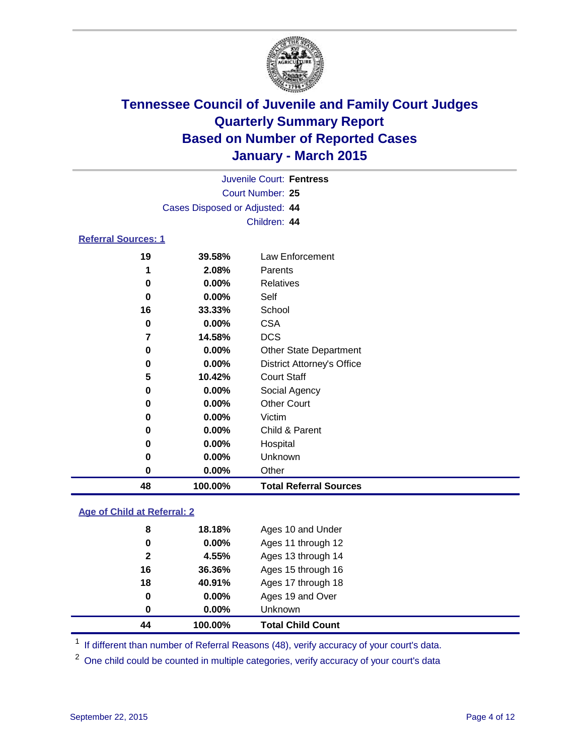# Tennessee Council of Juvenile and Family Court Judges
## Quarterly Summary Report
## Based on Number of Reported Cases
## January - March 2015

Juvenile Court: **Fentress**
Court Number: **25**
Cases Disposed or Adjusted: **44**
Children: **44**

### Referral Sources: 1

| | | |
|---|---|---|
| **19** | **39.58%** | Law Enforcement |
| **1** | **2.08%** | Parents |
| **0** | **0.00%** | Relatives |
| **0** | **0.00%** | Self |
| **16** | **33.33%** | School |
| **0** | **0.00%** | CSA |
| **7** | **14.58%** | DCS |
| **0** | **0.00%** | Other State Department |
| **0** | **0.00%** | District Attorney's Office |
| **5** | **10.42%** | Court Staff |
| **0** | **0.00%** | Social Agency |
| **0** | **0.00%** | Other Court |
| **0** | **0.00%** | Victim |
| **0** | **0.00%** | Child & Parent |
| **0** | **0.00%** | Hospital |
| **0** | **0.00%** | Unknown |
| **0** | **0.00%** | Other |
| **48** | **100.00%** | **Total Referral Sources** |

### Age of Child at Referral: 2

| | | |
|---|---|---|
| **8** | **18.18%** | Ages 10 and Under |
| **0** | **0.00%** | Ages 11 through 12 |
| **2** | **4.55%** | Ages 13 through 14 |
| **16** | **36.36%** | Ages 15 through 16 |
| **18** | **40.91%** | Ages 17 through 18 |
| **0** | **0.00%** | Ages 19 and Over |
| **0** | **0.00%** | Unknown |
| **44** | **100.00%** | **Total Child Count** |

[1] If different than number of Referral Reasons (48), verify accuracy of your court's data.

[2] One child could be counted in multiple categories, verify accuracy of your court's data

September 22, 2015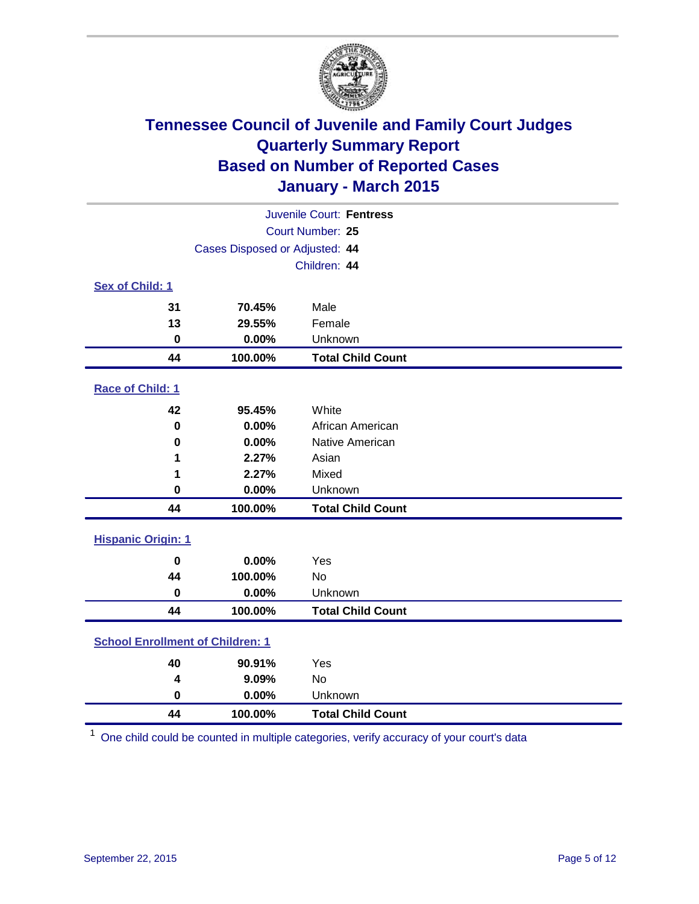# Tennessee Council of Juvenile and Family Court Judges
## Quarterly Summary Report
## Based on Number of Reported Cases
## January - March 2015

Juvenile Court: **Fentress**
Court Number: **25**
Cases Disposed or Adjusted: **44**
Children: **44**

### Sex of Child: 1

| Count | Percent | Category |
|---|---|---|
| 31 | 70.45% | Male |
| 13 | 29.55% | Female |
| 0 | 0.00% | Unknown |
| **44** | **100.00%** | **Total Child Count** |

### Race of Child: 1

| Count | Percent | Category |
|---|---|---|
| 42 | 95.45% | White |
| 0 | 0.00% | African American |
| 0 | 0.00% | Native American |
| 1 | 2.27% | Asian |
| 1 | 2.27% | Mixed |
| 0 | 0.00% | Unknown |
| **44** | **100.00%** | **Total Child Count** |

### Hispanic Origin: 1

| Count | Percent | Category |
|---|---|---|
| 0 | 0.00% | Yes |
| 44 | 100.00% | No |
| 0 | 0.00% | Unknown |
| **44** | **100.00%** | **Total Child Count** |

### School Enrollment of Children: 1

| Count | Percent | Category |
|---|---|---|
| 40 | 90.91% | Yes |
| 4 | 9.09% | No |
| 0 | 0.00% | Unknown |
| **44** | **100.00%** | **Total Child Count** |

[1] One child could be counted in multiple categories, verify accuracy of your court's data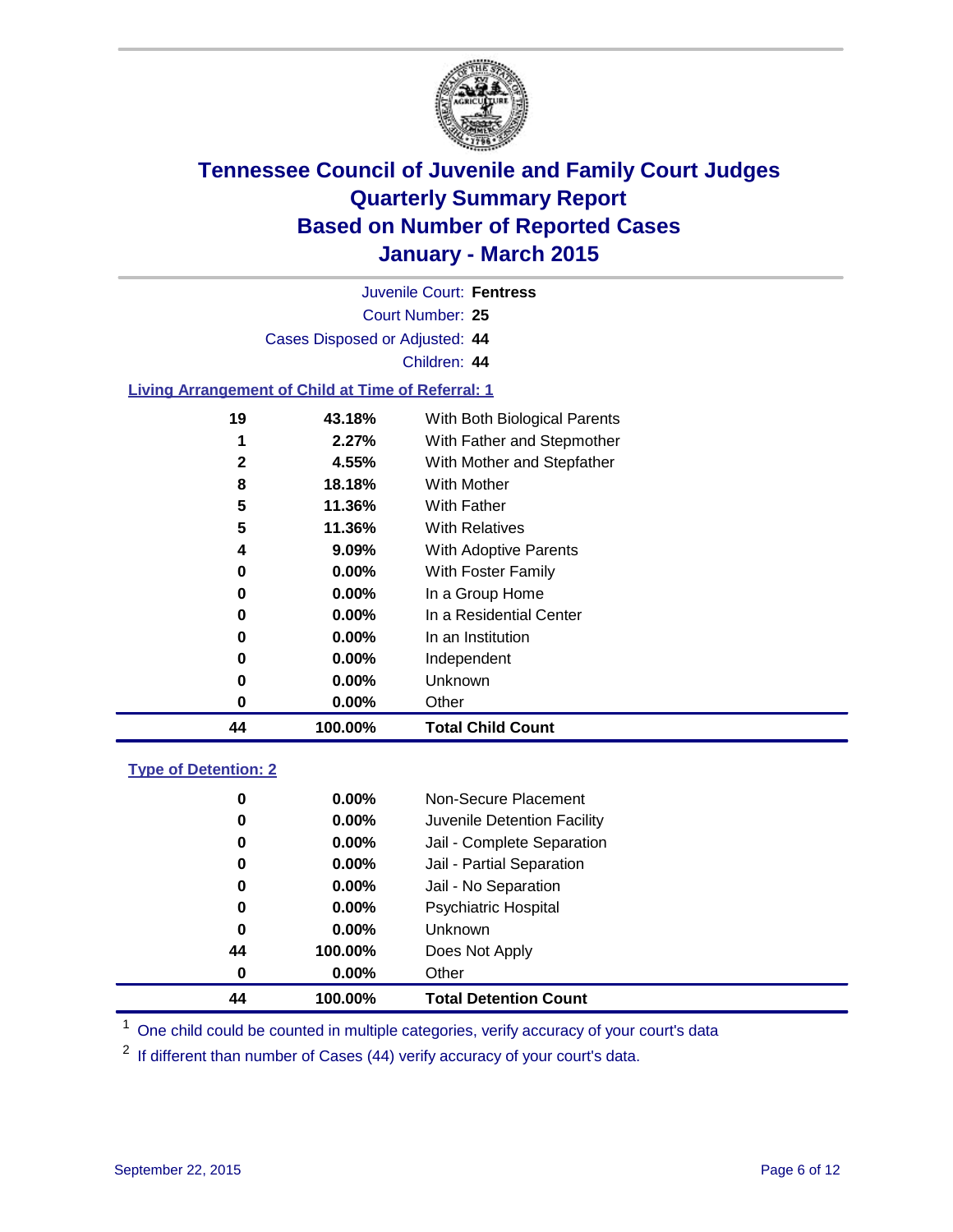# Tennessee Council of Juvenile and Family Court Judges
## Quarterly Summary Report
## Based on Number of Reported Cases
## January - March 2015

Juvenile Court: **Fentress**

Court Number: **25**

Cases Disposed or Adjusted: **44**

Children: **44**

### Living Arrangement of Child at Time of Referral: 1

| Count | Percent | Category |
|---|---|---|
| 19 | 43.18% | With Both Biological Parents |
| 1 | 2.27% | With Father and Stepmother |
| 2 | 4.55% | With Mother and Stepfather |
| 8 | 18.18% | With Mother |
| 5 | 11.36% | With Father |
| 5 | 11.36% | With Relatives |
| 4 | 9.09% | With Adoptive Parents |
| 0 | 0.00% | With Foster Family |
| 0 | 0.00% | In a Group Home |
| 0 | 0.00% | In a Residential Center |
| 0 | 0.00% | In an Institution |
| 0 | 0.00% | Independent |
| 0 | 0.00% | Unknown |
| 0 | 0.00% | Other |
| **44** | **100.00%** | **Total Child Count** |

### Type of Detention: 2

| Count | Percent | Category |
|---|---|---|
| 0 | 0.00% | Non-Secure Placement |
| 0 | 0.00% | Juvenile Detention Facility |
| 0 | 0.00% | Jail - Complete Separation |
| 0 | 0.00% | Jail - Partial Separation |
| 0 | 0.00% | Jail - No Separation |
| 0 | 0.00% | Psychiatric Hospital |
| 0 | 0.00% | Unknown |
| 44 | 100.00% | Does Not Apply |
| 0 | 0.00% | Other |
| **44** | **100.00%** | **Total Detention Count** |

[1] One child could be counted in multiple categories, verify accuracy of your court's data

[2] If different than number of Cases (44) verify accuracy of your court's data.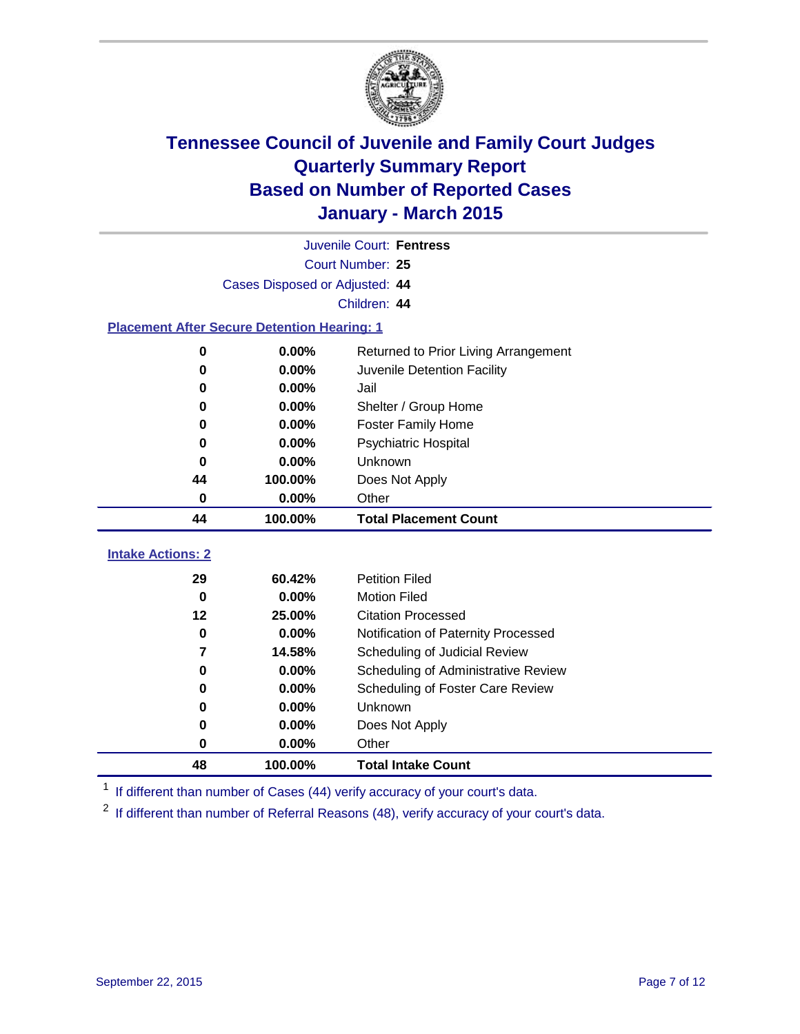# Tennessee Council of Juvenile and Family Court Judges
## Quarterly Summary Report
## Based on Number of Reported Cases
## January - March 2015

Juvenile Court: **Fentress**

Court Number: **25**

Cases Disposed or Adjusted: **44**

Children: **44**

### Placement After Secure Detention Hearing: 1

| | | |
|---|---|---|
| **0** | **0.00%** | Returned to Prior Living Arrangement |
| **0** | **0.00%** | Juvenile Detention Facility |
| **0** | **0.00%** | Jail |
| **0** | **0.00%** | Shelter / Group Home |
| **0** | **0.00%** | Foster Family Home |
| **0** | **0.00%** | Psychiatric Hospital |
| **0** | **0.00%** | Unknown |
| **44** | **100.00%** | Does Not Apply |
| **0** | **0.00%** | Other |
| **44** | **100.00%** | **Total Placement Count** |

### Intake Actions: 2

| | | |
|---|---|---|
| **29** | **60.42%** | Petition Filed |
| **0** | **0.00%** | Motion Filed |
| **12** | **25.00%** | Citation Processed |
| **0** | **0.00%** | Notification of Paternity Processed |
| **7** | **14.58%** | Scheduling of Judicial Review |
| **0** | **0.00%** | Scheduling of Administrative Review |
| **0** | **0.00%** | Scheduling of Foster Care Review |
| **0** | **0.00%** | Unknown |
| **0** | **0.00%** | Does Not Apply |
| **0** | **0.00%** | Other |
| **48** | **100.00%** | **Total Intake Count** |

[1] If different than number of Cases (44) verify accuracy of your court's data.

[2] If different than number of Referral Reasons (48), verify accuracy of your court's data.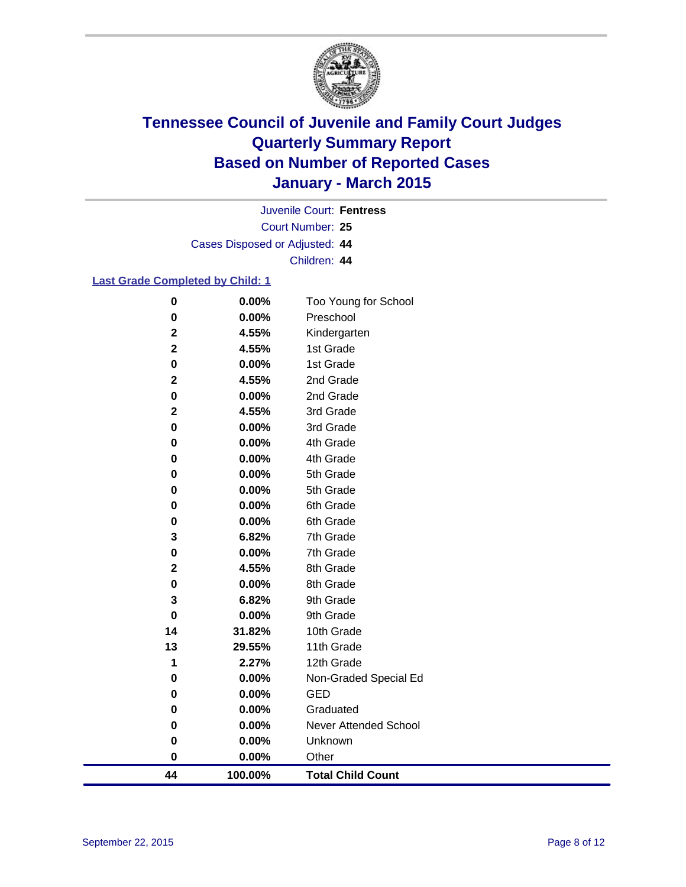# Tennessee Council of Juvenile and Family Court Judges
# Quarterly Summary Report
# Based on Number of Reported Cases
# January - March 2015

Juvenile Court: **Fentress**

Court Number: **25**

Cases Disposed or Adjusted: **44**

Children: **44**

**Last Grade Completed by Child: 1**

| Count | Percent | Grade |
|---|---|---|
| 0 | 0.00% | Too Young for School |
| 0 | 0.00% | Preschool |
| 2 | 4.55% | Kindergarten |
| 2 | 4.55% | 1st Grade |
| 0 | 0.00% | 1st Grade |
| 2 | 4.55% | 2nd Grade |
| 0 | 0.00% | 2nd Grade |
| 2 | 4.55% | 3rd Grade |
| 0 | 0.00% | 3rd Grade |
| 0 | 0.00% | 4th Grade |
| 0 | 0.00% | 4th Grade |
| 0 | 0.00% | 5th Grade |
| 0 | 0.00% | 5th Grade |
| 0 | 0.00% | 6th Grade |
| 0 | 0.00% | 6th Grade |
| 3 | 6.82% | 7th Grade |
| 0 | 0.00% | 7th Grade |
| 2 | 4.55% | 8th Grade |
| 0 | 0.00% | 8th Grade |
| 3 | 6.82% | 9th Grade |
| 0 | 0.00% | 9th Grade |
| 14 | 31.82% | 10th Grade |
| 13 | 29.55% | 11th Grade |
| 1 | 2.27% | 12th Grade |
| 0 | 0.00% | Non-Graded Special Ed |
| 0 | 0.00% | GED |
| 0 | 0.00% | Graduated |
| 0 | 0.00% | Never Attended School |
| 0 | 0.00% | Unknown |
| 0 | 0.00% | Other |
| **44** | **100.00%** | **Total Child Count** |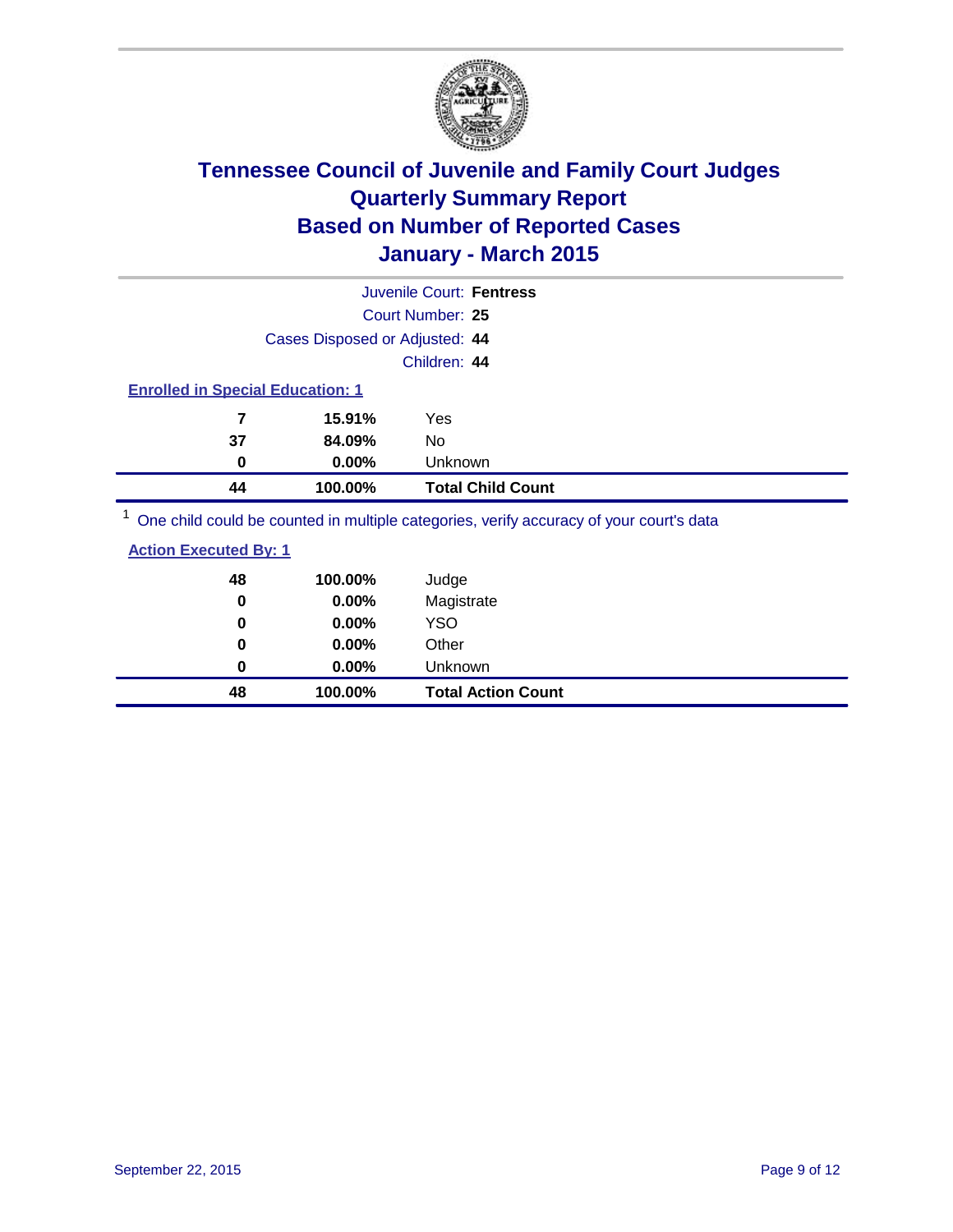# Tennessee Council of Juvenile and Family Court Judges
# Quarterly Summary Report
# Based on Number of Reported Cases
# January - March 2015

Juvenile Court: **Fentress**

Court Number: **25**

Cases Disposed or Adjusted: **44**

Children: **44**

**Enrolled in Special Education: 1**

| Count | Percent | Category |
|---|---|---|
| 7 | 15.91% | Yes |
| 37 | 84.09% | No |
| 0 | 0.00% | Unknown |
| **44** | **100.00%** | **Total Child Count** |

[1] One child could be counted in multiple categories, verify accuracy of your court's data

**Action Executed By: 1**

| Count | Percent | Category |
|---|---|---|
| 48 | 100.00% | Judge |
| 0 | 0.00% | Magistrate |
| 0 | 0.00% | YSO |
| 0 | 0.00% | Other |
| 0 | 0.00% | Unknown |
| **48** | **100.00%** | **Total Action Count** |

September 22, 2015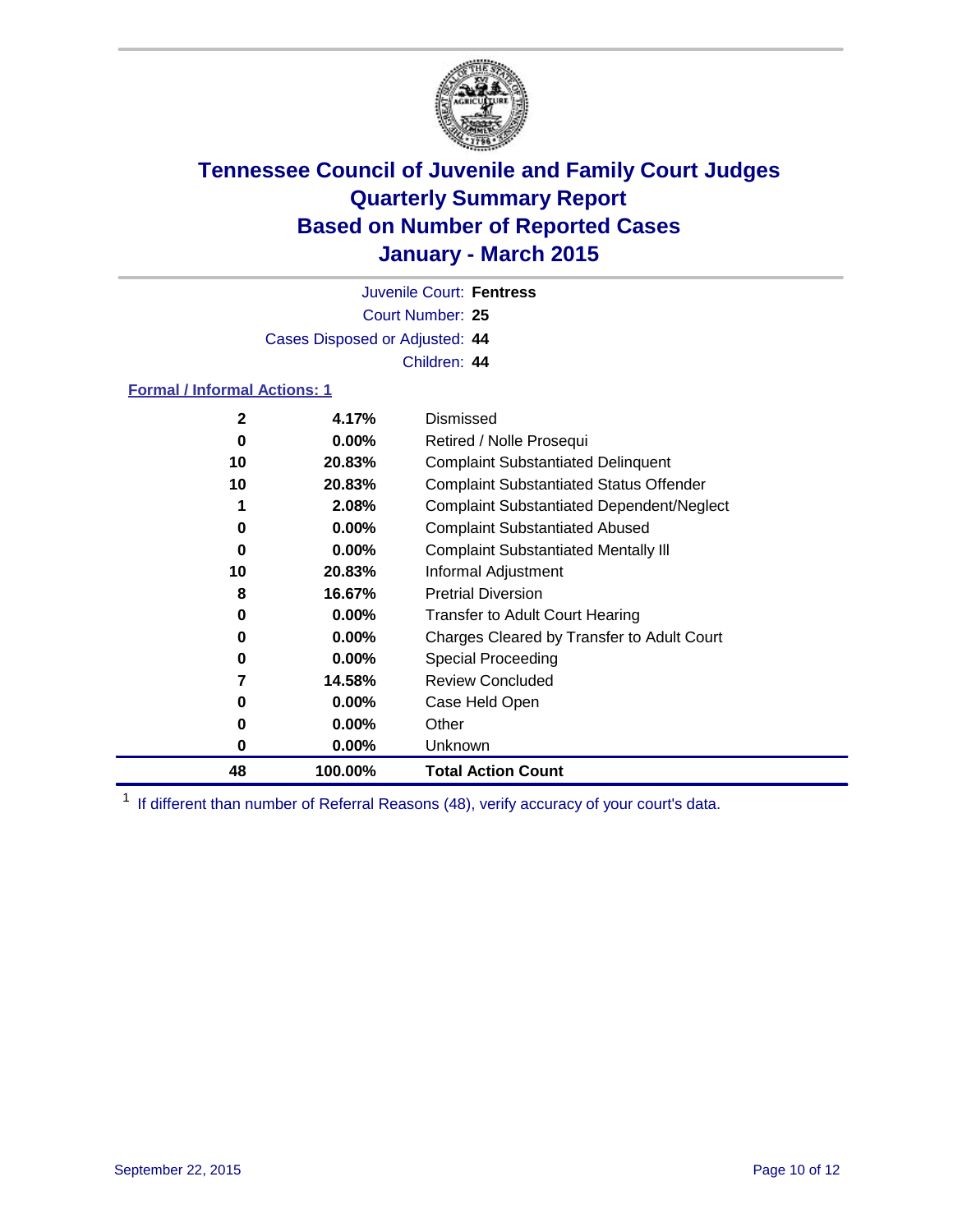# Tennessee Council of Juvenile and Family Court Judges
# Quarterly Summary Report
# Based on Number of Reported Cases
# January - March 2015

Juvenile Court: **Fentress**

Court Number: **25**

Cases Disposed or Adjusted: **44**

Children: **44**

**Formal / Informal Actions: 1**

| Count | Percent | Action |
|---|---|---|
| 2 | 4.17% | Dismissed |
| 0 | 0.00% | Retired / Nolle Prosequi |
| 10 | 20.83% | Complaint Substantiated Delinquent |
| 10 | 20.83% | Complaint Substantiated Status Offender |
| 1 | 2.08% | Complaint Substantiated Dependent/Neglect |
| 0 | 0.00% | Complaint Substantiated Abused |
| 0 | 0.00% | Complaint Substantiated Mentally Ill |
| 10 | 20.83% | Informal Adjustment |
| 8 | 16.67% | Pretrial Diversion |
| 0 | 0.00% | Transfer to Adult Court Hearing |
| 0 | 0.00% | Charges Cleared by Transfer to Adult Court |
| 0 | 0.00% | Special Proceeding |
| 7 | 14.58% | Review Concluded |
| 0 | 0.00% | Case Held Open |
| 0 | 0.00% | Other |
| 0 | 0.00% | Unknown |
| **48** | **100.00%** | **Total Action Count** |

[1] If different than number of Referral Reasons (48), verify accuracy of your court's data.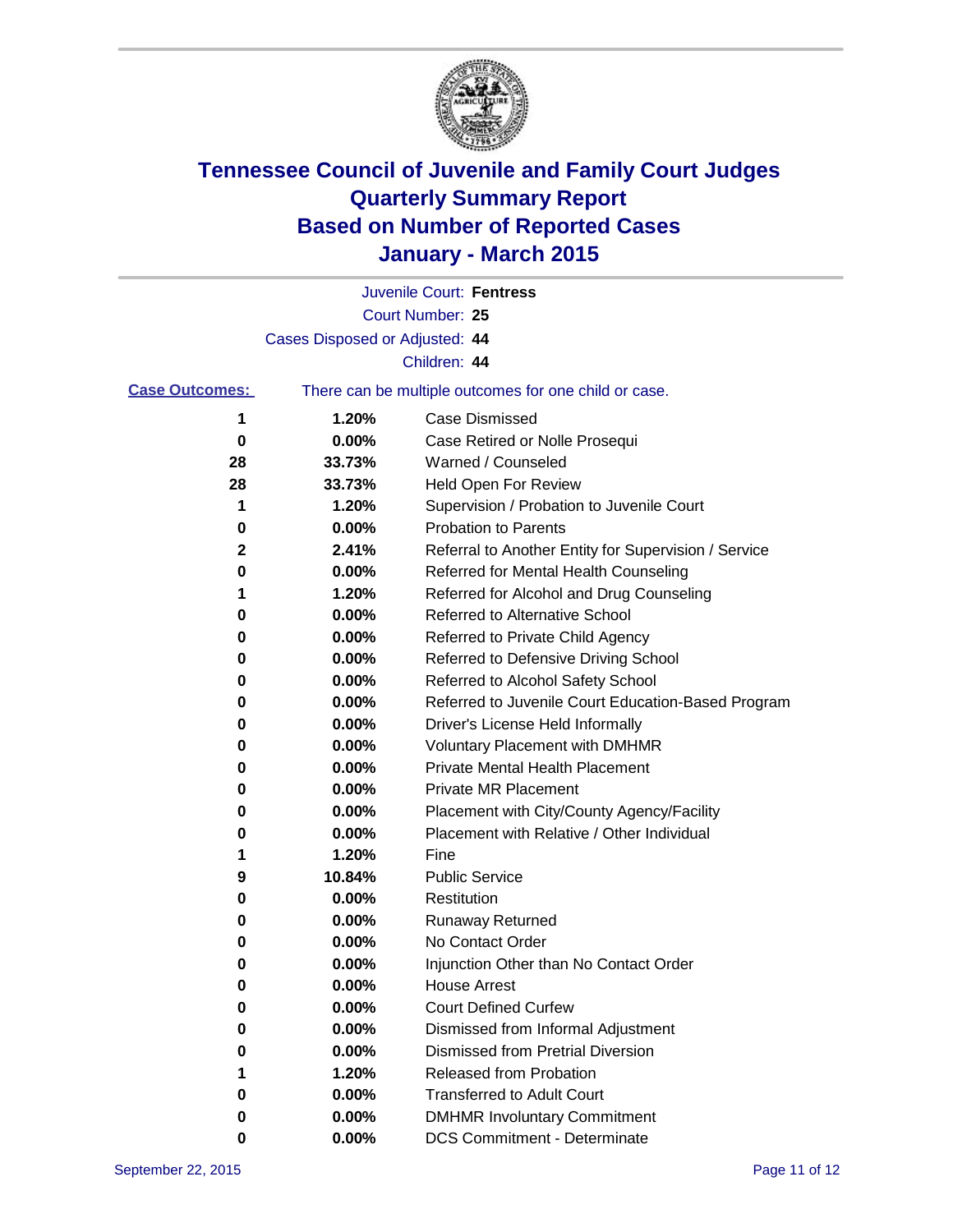# Tennessee Council of Juvenile and Family Court Judges
# Quarterly Summary Report
# Based on Number of Reported Cases
# January - March 2015

Juvenile Court: **Fentress**

Court Number: **25**

Cases Disposed or Adjusted: **44**

Children: **44**

**Case Outcomes:** There can be multiple outcomes for one child or case.

| Count | Percent | Outcome |
|---|---|---|
| 1 | 1.20% | Case Dismissed |
| 0 | 0.00% | Case Retired or Nolle Prosequi |
| 28 | 33.73% | Warned / Counseled |
| 28 | 33.73% | Held Open For Review |
| 1 | 1.20% | Supervision / Probation to Juvenile Court |
| 0 | 0.00% | Probation to Parents |
| 2 | 2.41% | Referral to Another Entity for Supervision / Service |
| 0 | 0.00% | Referred for Mental Health Counseling |
| 1 | 1.20% | Referred for Alcohol and Drug Counseling |
| 0 | 0.00% | Referred to Alternative School |
| 0 | 0.00% | Referred to Private Child Agency |
| 0 | 0.00% | Referred to Defensive Driving School |
| 0 | 0.00% | Referred to Alcohol Safety School |
| 0 | 0.00% | Referred to Juvenile Court Education-Based Program |
| 0 | 0.00% | Driver's License Held Informally |
| 0 | 0.00% | Voluntary Placement with DMHMR |
| 0 | 0.00% | Private Mental Health Placement |
| 0 | 0.00% | Private MR Placement |
| 0 | 0.00% | Placement with City/County Agency/Facility |
| 0 | 0.00% | Placement with Relative / Other Individual |
| 1 | 1.20% | Fine |
| 9 | 10.84% | Public Service |
| 0 | 0.00% | Restitution |
| 0 | 0.00% | Runaway Returned |
| 0 | 0.00% | No Contact Order |
| 0 | 0.00% | Injunction Other than No Contact Order |
| 0 | 0.00% | House Arrest |
| 0 | 0.00% | Court Defined Curfew |
| 0 | 0.00% | Dismissed from Informal Adjustment |
| 0 | 0.00% | Dismissed from Pretrial Diversion |
| 1 | 1.20% | Released from Probation |
| 0 | 0.00% | Transferred to Adult Court |
| 0 | 0.00% | DMHMR Involuntary Commitment |
| 0 | 0.00% | DCS Commitment - Determinate |

September 22, 2015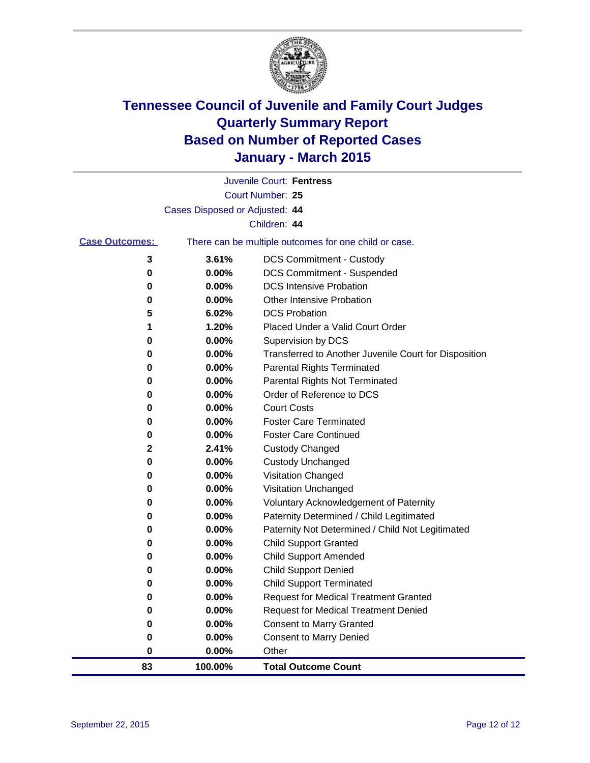# Tennessee Council of Juvenile and Family Court Judges
# Quarterly Summary Report
# Based on Number of Reported Cases
# January - March 2015

Juvenile Court: **Fentress**

Court Number: **25**

Cases Disposed or Adjusted: **44**

Children: **44**

**Case Outcomes:** There can be multiple outcomes for one child or case.

| | | |
|---|---|---|
| 3 | 3.61% | DCS Commitment - Custody |
| 0 | 0.00% | DCS Commitment - Suspended |
| 0 | 0.00% | DCS Intensive Probation |
| 0 | 0.00% | Other Intensive Probation |
| 5 | 6.02% | DCS Probation |
| 1 | 1.20% | Placed Under a Valid Court Order |
| 0 | 0.00% | Supervision by DCS |
| 0 | 0.00% | Transferred to Another Juvenile Court for Disposition |
| 0 | 0.00% | Parental Rights Terminated |
| 0 | 0.00% | Parental Rights Not Terminated |
| 0 | 0.00% | Order of Reference to DCS |
| 0 | 0.00% | Court Costs |
| 0 | 0.00% | Foster Care Terminated |
| 0 | 0.00% | Foster Care Continued |
| 2 | 2.41% | Custody Changed |
| 0 | 0.00% | Custody Unchanged |
| 0 | 0.00% | Visitation Changed |
| 0 | 0.00% | Visitation Unchanged |
| 0 | 0.00% | Voluntary Acknowledgement of Paternity |
| 0 | 0.00% | Paternity Determined / Child Legitimated |
| 0 | 0.00% | Paternity Not Determined / Child Not Legitimated |
| 0 | 0.00% | Child Support Granted |
| 0 | 0.00% | Child Support Amended |
| 0 | 0.00% | Child Support Denied |
| 0 | 0.00% | Child Support Terminated |
| 0 | 0.00% | Request for Medical Treatment Granted |
| 0 | 0.00% | Request for Medical Treatment Denied |
| 0 | 0.00% | Consent to Marry Granted |
| 0 | 0.00% | Consent to Marry Denied |
| 0 | 0.00% | Other |
| **83** | **100.00%** | **Total Outcome Count** |

September 22, 2015